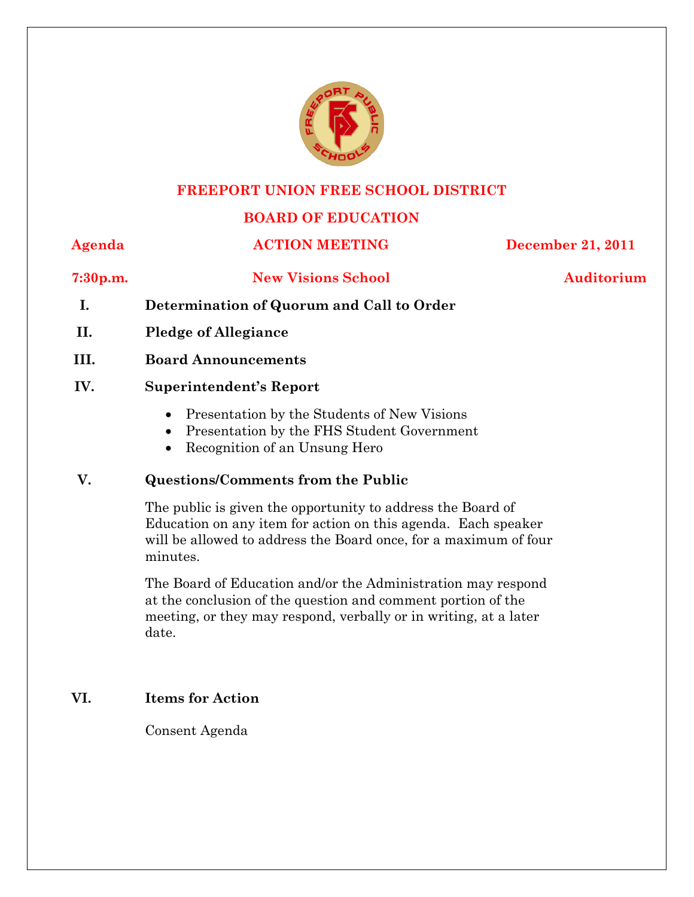# FREEPORT UNION FREE SCHOOL DISTRICT

## BOARD OF EDUCATION

**Agenda** | **ACTION MEETING** | **December 21, 2011**

**7:30p.m.** | **New Visions School** | **Auditorium**

**I. Determination of Quorum and Call to Order**

**II. Pledge of Allegiance**

**III. Board Announcements**

**IV. Superintendent's Report**

- Presentation by the Students of New Visions
- Presentation by the FHS Student Government
- Recognition of an Unsung Hero

**V. Questions/Comments from the Public**

The public is given the opportunity to address the Board of Education on any item for action on this agenda. Each speaker will be allowed to address the Board once, for a maximum of four minutes.

The Board of Education and/or the Administration may respond at the conclusion of the question and comment portion of the meeting, or they may respond, verbally or in writing, at a later date.

**VI. Items for Action**

Consent Agenda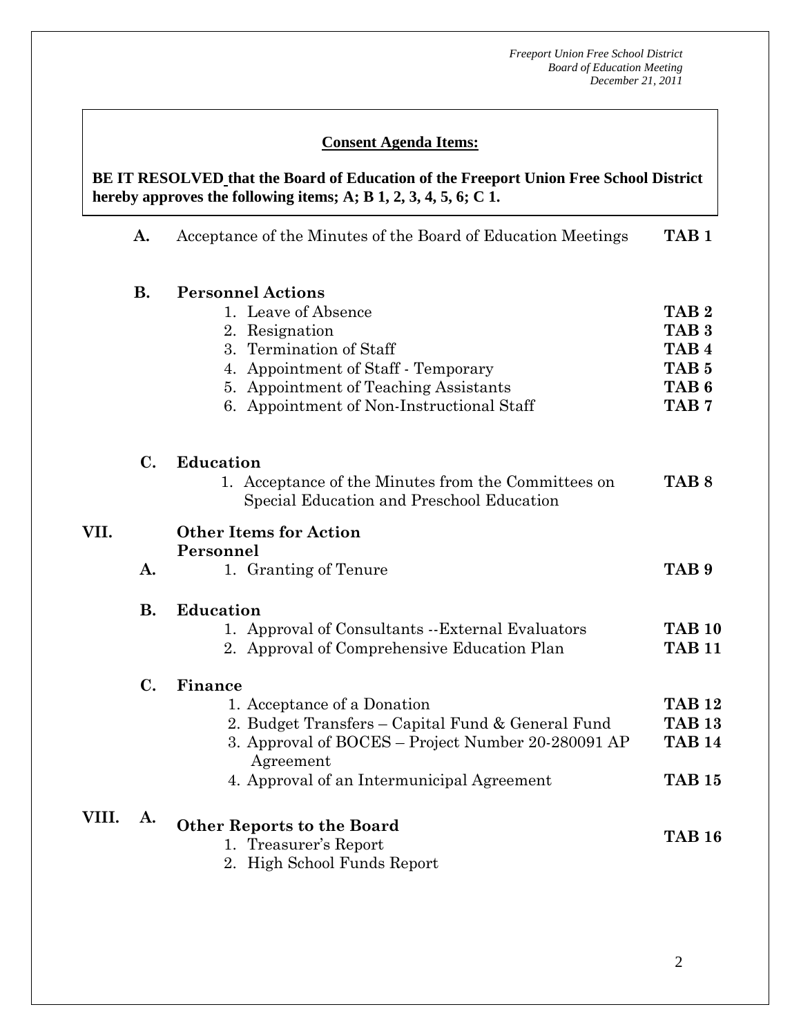**Consent Agenda Items:**

**BE IT RESOLVED that the Board of Education of the Freeport Union Free School District hereby approves the following items; A; B 1, 2, 3, 4, 5, 6; C 1.**

| | | |
|---|---|---|
| **A.** | Acceptance of the Minutes of the Board of Education Meetings | **TAB 1** |
| **B.** | **Personnel Actions** | |
| | 1. Leave of Absence | **TAB 2** |
| | 2. Resignation | **TAB 3** |
| | 3. Termination of Staff | **TAB 4** |
| | 4. Appointment of Staff - Temporary | **TAB 5** |
| | 5. Appointment of Teaching Assistants | **TAB 6** |
| | 6. Appointment of Non-Instructional Staff | **TAB 7** |
| **C.** | **Education** | |
| | 1. Acceptance of the Minutes from the Committees on Special Education and Preschool Education | **TAB 8** |

**VII. Other Items for Action**

| | | |
|---|---|---|
| | **Personnel** | |
| **A.** | 1. Granting of Tenure | **TAB 9** |
| **B.** | **Education** | |
| | 1. Approval of Consultants --External Evaluators | **TAB 10** |
| | 2. Approval of Comprehensive Education Plan | **TAB 11** |
| **C.** | **Finance** | |
| | 1. Acceptance of a Donation | **TAB 12** |
| | 2. Budget Transfers – Capital Fund & General Fund | **TAB 13** |
| | 3. Approval of BOCES – Project Number 20-280091 AP Agreement | **TAB 14** |
| | 4. Approval of an Intermunicipal Agreement | **TAB 15** |

**VIII. A. Other Reports to the Board** — **TAB 16**

1. Treasurer's Report
2. High School Funds Report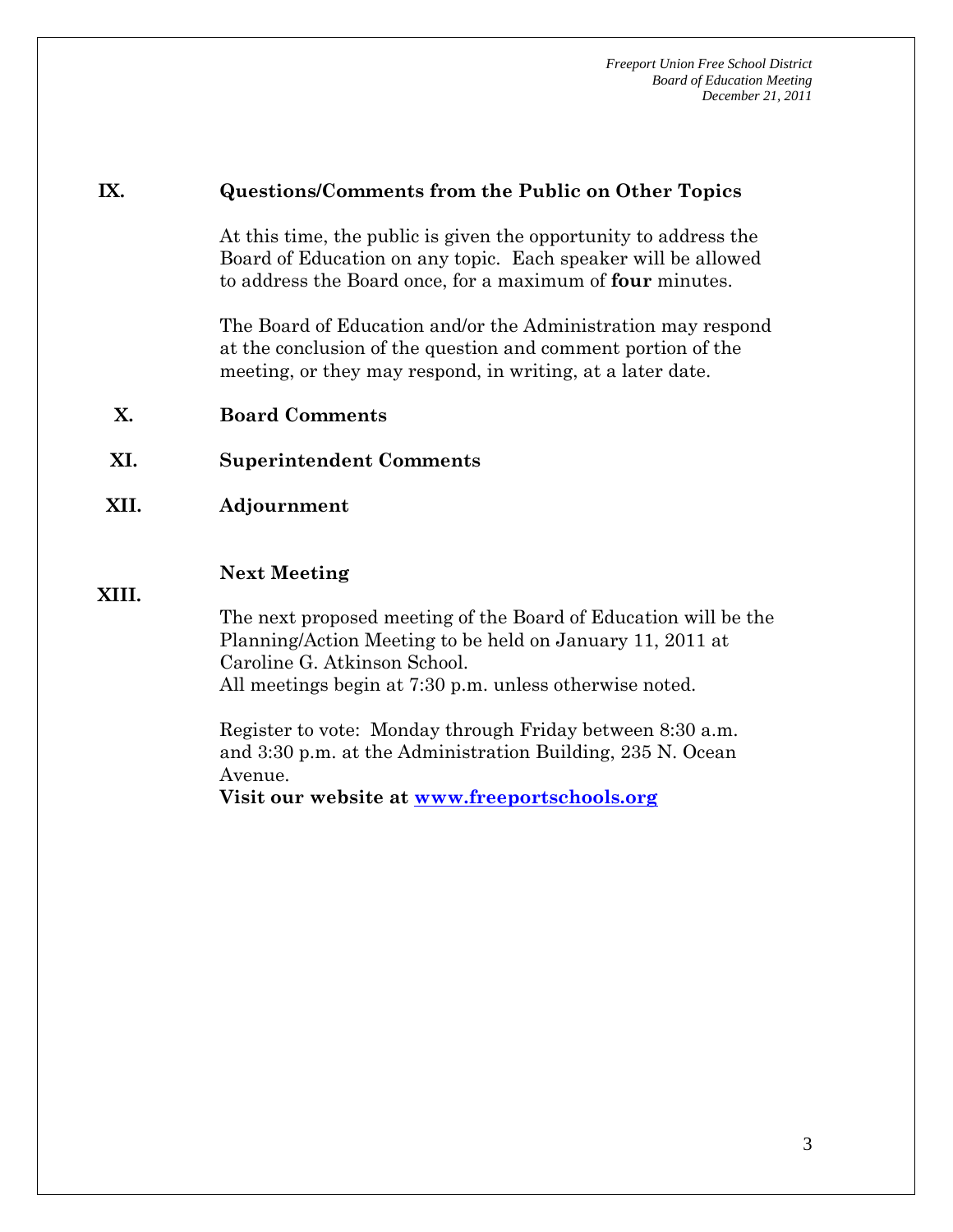## IX. Questions/Comments from the Public on Other Topics

At this time, the public is given the opportunity to address the Board of Education on any topic. Each speaker will be allowed to address the Board once, for a maximum of **four** minutes.

The Board of Education and/or the Administration may respond at the conclusion of the question and comment portion of the meeting, or they may respond, in writing, at a later date.

## X. Board Comments

## XI. Superintendent Comments

## XII. Adjournment

## XIII. Next Meeting

The next proposed meeting of the Board of Education will be the Planning/Action Meeting to be held on January 11, 2011 at Caroline G. Atkinson School.
All meetings begin at 7:30 p.m. unless otherwise noted.

Register to vote: Monday through Friday between 8:30 a.m. and 3:30 p.m. at the Administration Building, 235 N. Ocean Avenue.
**Visit our website at [www.freeportschools.org](http://www.freeportschools.org)**